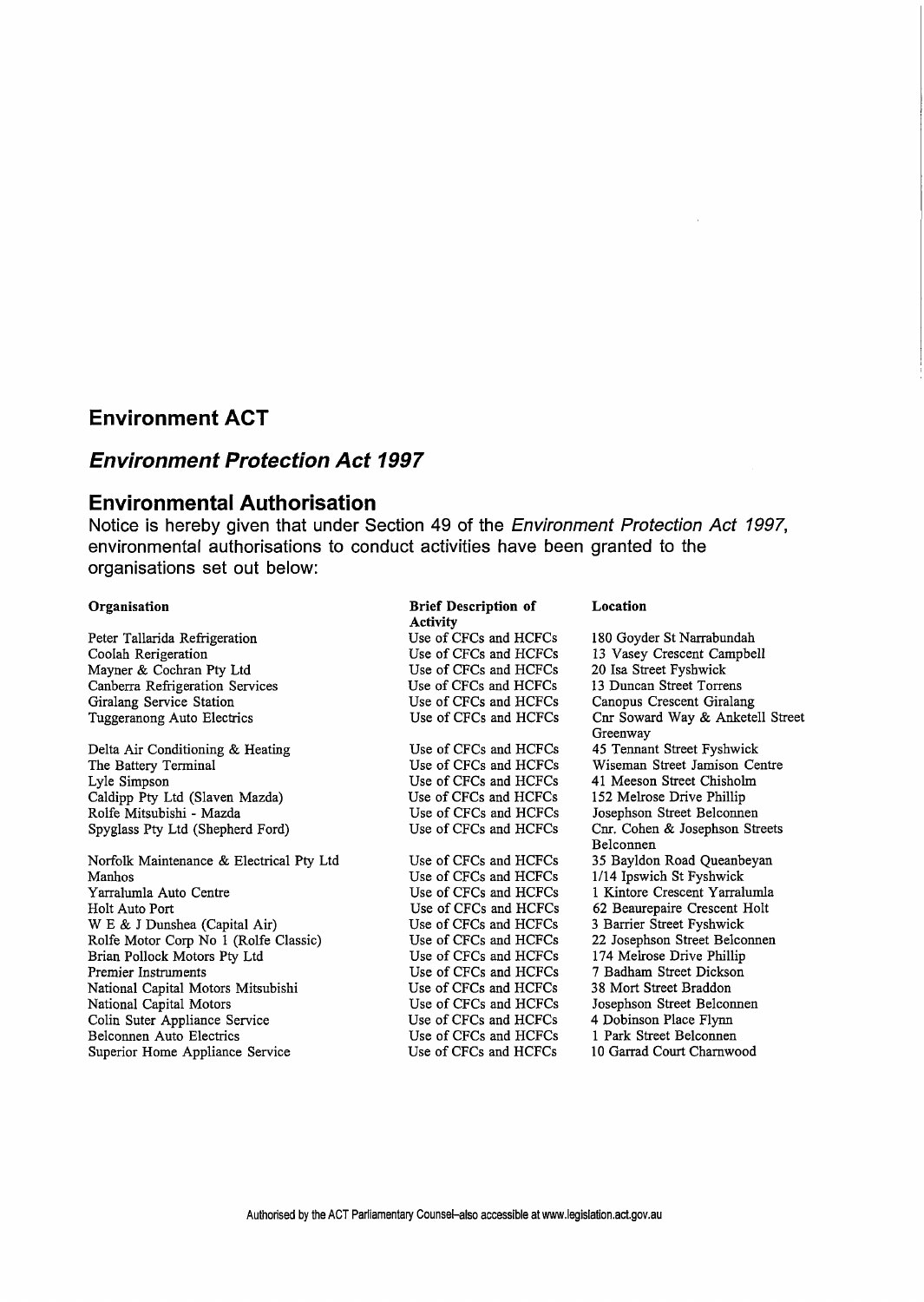## Environment ACT

### *Environment Protection Act 1997*

## Environmental Authorisation

Notice is hereby given that under Section 49 of the *Environment Protection Act 1997*, environmental authorisations to conduct activities have been granted to the organisations set out below:

| Organisation | Brief Description of Activity | Location |
|---|---|---|
| Peter Tallarida Refrigeration | Use of CFCs and HCFCs | 180 Goyder St Narrabundah |
| Coolah Rerigeration | Use of CFCs and HCFCs | 13 Vasey Crescent Campbell |
| Mayner & Cochran Pty Ltd | Use of CFCs and HCFCs | 20 Isa Street Fyshwick |
| Canberra Refrigeration Services | Use of CFCs and HCFCs | 13 Duncan Street Torrens |
| Giralang Service Station | Use of CFCs and HCFCs | Canopus Crescent Giralang |
| Tuggeranong Auto Electrics | Use of CFCs and HCFCs | Cnr Soward Way & Anketell Street Greenway |
| Delta Air Conditioning & Heating | Use of CFCs and HCFCs | 45 Tennant Street Fyshwick |
| The Battery Terminal | Use of CFCs and HCFCs | Wiseman Street Jamison Centre |
| Lyle Simpson | Use of CFCs and HCFCs | 41 Meeson Street Chisholm |
| Caldipp Pty Ltd (Slaven Mazda) | Use of CFCs and HCFCs | 152 Melrose Drive Phillip |
| Rolfe Mitsubishi - Mazda | Use of CFCs and HCFCs | Josephson Street Belconnen |
| Spyglass Pty Ltd (Shepherd Ford) | Use of CFCs and HCFCs | Cnr. Cohen & Josephson Streets Belconnen |
| Norfolk Maintenance & Electrical Pty Ltd | Use of CFCs and HCFCs | 35 Bayldon Road Queanbeyan |
| Manhos | Use of CFCs and HCFCs | 1/14 Ipswich St Fyshwick |
| Yarralumla Auto Centre | Use of CFCs and HCFCs | 1 Kintore Crescent Yarralumla |
| Holt Auto Port | Use of CFCs and HCFCs | 62 Beaurepaire Crescent Holt |
| W E & J Dunshea (Capital Air) | Use of CFCs and HCFCs | 3 Barrier Street Fyshwick |
| Rolfe Motor Corp No 1 (Rolfe Classic) | Use of CFCs and HCFCs | 22 Josephson Street Belconnen |
| Brian Pollock Motors Pty Ltd | Use of CFCs and HCFCs | 174 Melrose Drive Phillip |
| Premier Instruments | Use of CFCs and HCFCs | 7 Badham Street Dickson |
| National Capital Motors Mitsubishi | Use of CFCs and HCFCs | 38 Mort Street Braddon |
| National Capital Motors | Use of CFCs and HCFCs | Josephson Street Belconnen |
| Colin Suter Appliance Service | Use of CFCs and HCFCs | 4 Dobinson Place Flynn |
| Belconnen Auto Electrics | Use of CFCs and HCFCs | 1 Park Street Belconnen |
| Superior Home Appliance Service | Use of CFCs and HCFCs | 10 Garrad Court Charnwood |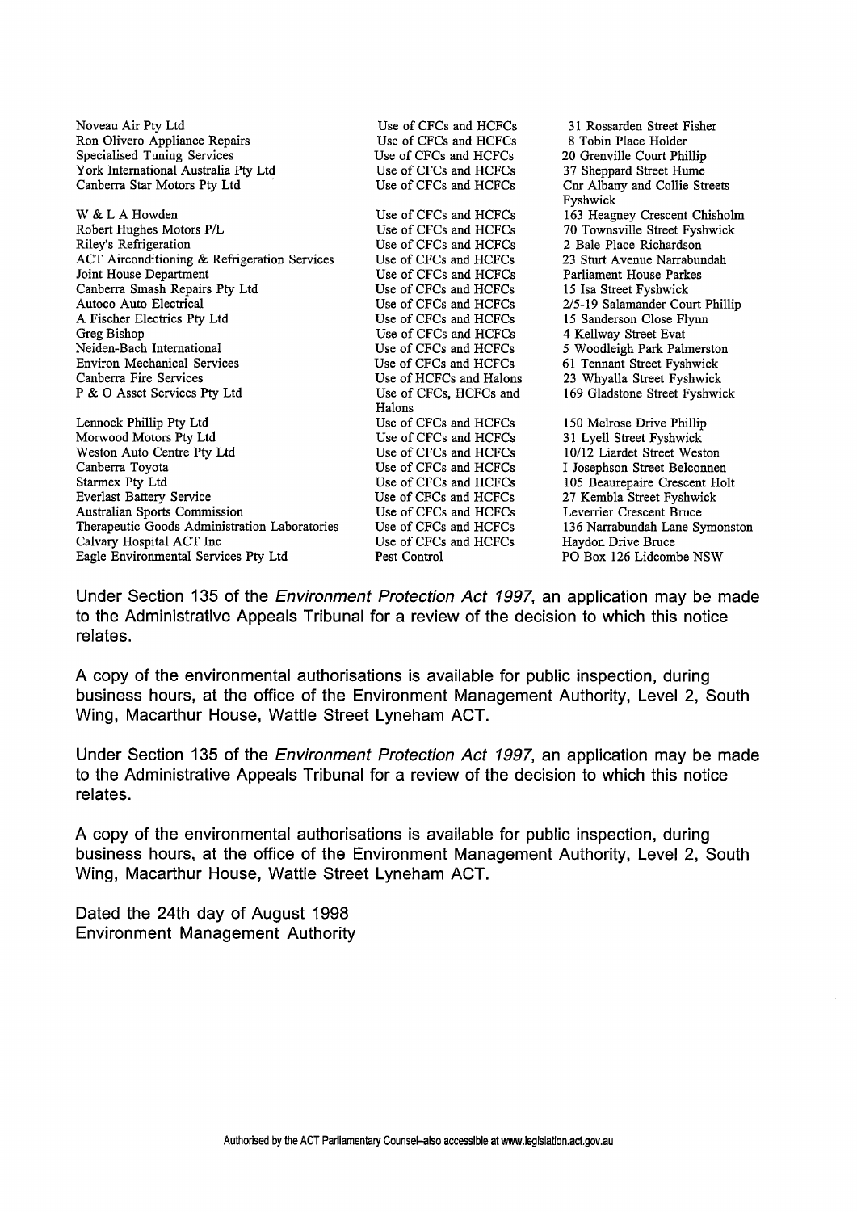| | | |
|---|---|---|
| Noveau Air Pty Ltd | Use of CFCs and HCFCs | 31 Rossarden Street Fisher |
| Ron Olivero Appliance Repairs | Use of CFCs and HCFCs | 8 Tobin Place Holder |
| Specialised Tuning Services | Use of CFCs and HCFCs | 20 Grenville Court Phillip |
| York International Australia Pty Ltd | Use of CFCs and HCFCs | 37 Sheppard Street Hume |
| Canberra Star Motors Pty Ltd | Use of CFCs and HCFCs | Cnr Albany and Collie Streets Fyshwick |
| W & L A Howden | Use of CFCs and HCFCs | 163 Heagney Crescent Chisholm |
| Robert Hughes Motors P/L | Use of CFCs and HCFCs | 70 Townsville Street Fyshwick |
| Riley's Refrigeration | Use of CFCs and HCFCs | 2 Bale Place Richardson |
| ACT Airconditioning & Refrigeration Services | Use of CFCs and HCFCs | 23 Sturt Avenue Narrabundah |
| Joint House Department | Use of CFCs and HCFCs | Parliament House Parkes |
| Canberra Smash Repairs Pty Ltd | Use of CFCs and HCFCs | 15 Isa Street Fyshwick |
| Autoco Auto Electrical | Use of CFCs and HCFCs | 2/5-19 Salamander Court Phillip |
| A Fischer Electrics Pty Ltd | Use of CFCs and HCFCs | 15 Sanderson Close Flynn |
| Greg Bishop | Use of CFCs and HCFCs | 4 Kellway Street Evat |
| Neiden-Bach International | Use of CFCs and HCFCs | 5 Woodleigh Park Palmerston |
| Environ Mechanical Services | Use of CFCs and HCFCs | 61 Tennant Street Fyshwick |
| Canberra Fire Services | Use of HCFCs and Halons | 23 Whyalla Street Fyshwick |
| P & O Asset Services Pty Ltd | Use of CFCs, HCFCs and Halons | 169 Gladstone Street Fyshwick |
| Lennock Phillip Pty Ltd | Use of CFCs and HCFCs | 150 Melrose Drive Phillip |
| Morwood Motors Pty Ltd | Use of CFCs and HCFCs | 31 Lyell Street Fyshwick |
| Weston Auto Centre Pty Ltd | Use of CFCs and HCFCs | 10/12 Liardet Street Weston |
| Canberra Toyota | Use of CFCs and HCFCs | I Josephson Street Belconnen |
| Starmex Pty Ltd | Use of CFCs and HCFCs | 105 Beaurepaire Crescent Holt |
| Everlast Battery Service | Use of CFCs and HCFCs | 27 Kembla Street Fyshwick |
| Australian Sports Commission | Use of CFCs and HCFCs | Leverrier Crescent Bruce |
| Therapeutic Goods Administration Laboratories | Use of CFCs and HCFCs | 136 Narrabundah Lane Symonston |
| Calvary Hospital ACT Inc | Use of CFCs and HCFCs | Haydon Drive Bruce |
| Eagle Environmental Services Pty Ltd | Pest Control | PO Box 126 Lidcombe NSW |

Under Section 135 of the *Environment Protection Act 1997*, an application may be made to the Administrative Appeals Tribunal for a review of the decision to which this notice relates.

A copy of the environmental authorisations is available for public inspection, during business hours, at the office of the Environment Management Authority, Level 2, South Wing, Macarthur House, Wattle Street Lyneham ACT.

Under Section 135 of the *Environment Protection Act 1997*, an application may be made to the Administrative Appeals Tribunal for a review of the decision to which this notice relates.

A copy of the environmental authorisations is available for public inspection, during business hours, at the office of the Environment Management Authority, Level 2, South Wing, Macarthur House, Wattle Street Lyneham ACT.

Dated the 24th day of August 1998
Environment Management Authority

Authorised by the ACT Parliamentary Counsel–also accessible at www.legislation.act.gov.au